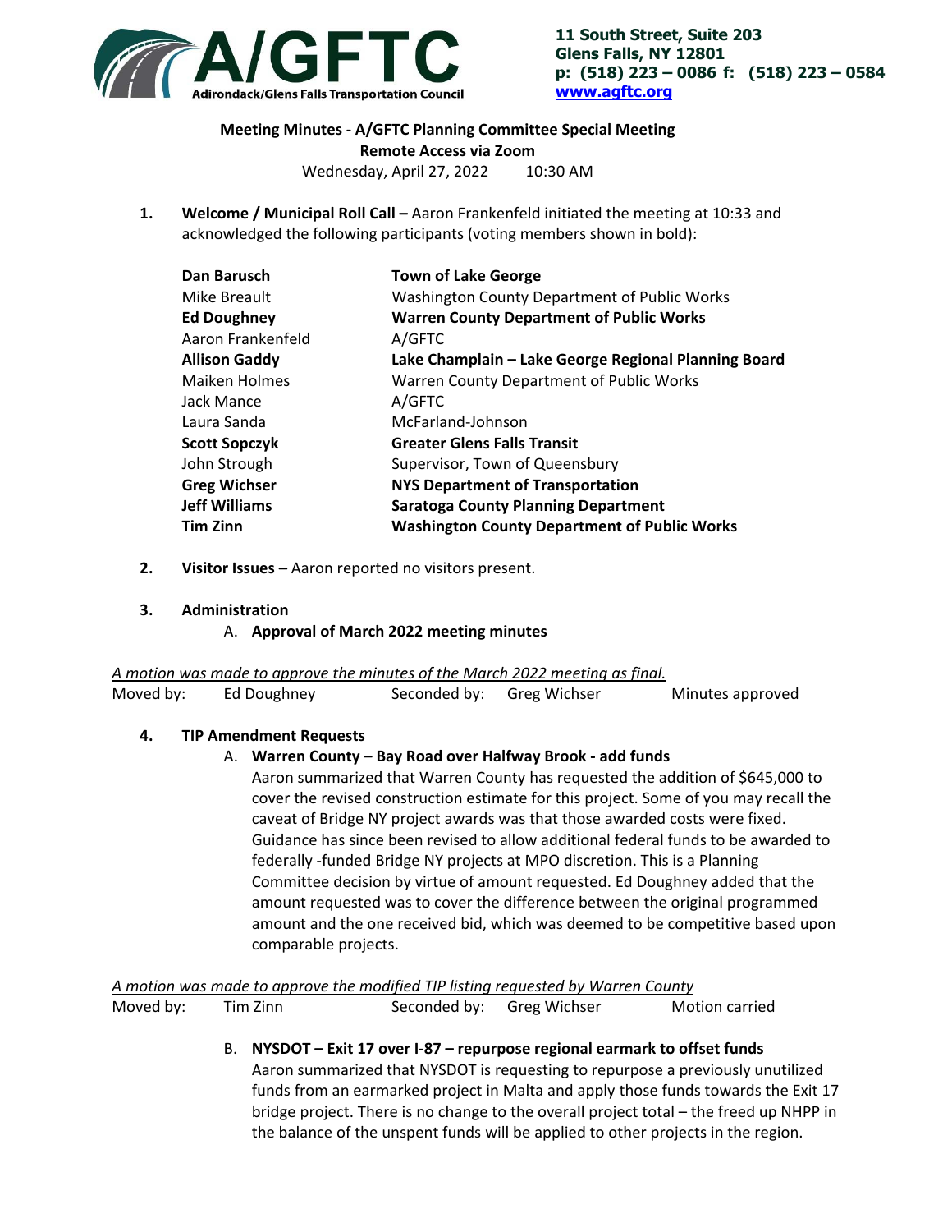**A/GFTC**
Adirondack/Glens Falls Transportation Council

**11 South Street, Suite 203**
**Glens Falls, NY 12801**
**p: (518) 223 – 0086 f: (518) 223 – 0584**
**www.agftc.org**

**Meeting Minutes - A/GFTC Planning Committee Special Meeting**
**Remote Access via Zoom**
Wednesday, April 27, 2022 10:30 AM

1. **Welcome / Municipal Roll Call –** Aaron Frankenfeld initiated the meeting at 10:33 and acknowledged the following participants (voting members shown in bold):

| | |
|---|---|
| **Dan Barusch** | **Town of Lake George** |
| Mike Breault | Washington County Department of Public Works |
| **Ed Doughney** | **Warren County Department of Public Works** |
| Aaron Frankenfeld | A/GFTC |
| **Allison Gaddy** | **Lake Champlain – Lake George Regional Planning Board** |
| Maiken Holmes | Warren County Department of Public Works |
| Jack Mance | A/GFTC |
| Laura Sanda | McFarland-Johnson |
| **Scott Sopczyk** | **Greater Glens Falls Transit** |
| John Strough | Supervisor, Town of Queensbury |
| **Greg Wichser** | **NYS Department of Transportation** |
| **Jeff Williams** | **Saratoga County Planning Department** |
| **Tim Zinn** | **Washington County Department of Public Works** |

2. **Visitor Issues –** Aaron reported no visitors present.

3. **Administration**
   A. **Approval of March 2022 meeting minutes**

*A motion was made to approve the minutes of the March 2022 meeting as final.*
Moved by: Ed Doughney Seconded by: Greg Wichser Minutes approved

4. **TIP Amendment Requests**
   A. **Warren County – Bay Road over Halfway Brook - add funds**
   Aaron summarized that Warren County has requested the addition of $645,000 to cover the revised construction estimate for this project. Some of you may recall the caveat of Bridge NY project awards was that those awarded costs were fixed. Guidance has since been revised to allow additional federal funds to be awarded to federally -funded Bridge NY projects at MPO discretion. This is a Planning Committee decision by virtue of amount requested. Ed Doughney added that the amount requested was to cover the difference between the original programmed amount and the one received bid, which was deemed to be competitive based upon comparable projects.

*A motion was made to approve the modified TIP listing requested by Warren County*
Moved by: Tim Zinn Seconded by: Greg Wichser Motion carried

   B. **NYSDOT – Exit 17 over I-87 – repurpose regional earmark to offset funds**
   Aaron summarized that NYSDOT is requesting to repurpose a previously unutilized funds from an earmarked project in Malta and apply those funds towards the Exit 17 bridge project. There is no change to the overall project total – the freed up NHPP in the balance of the unspent funds will be applied to other projects in the region.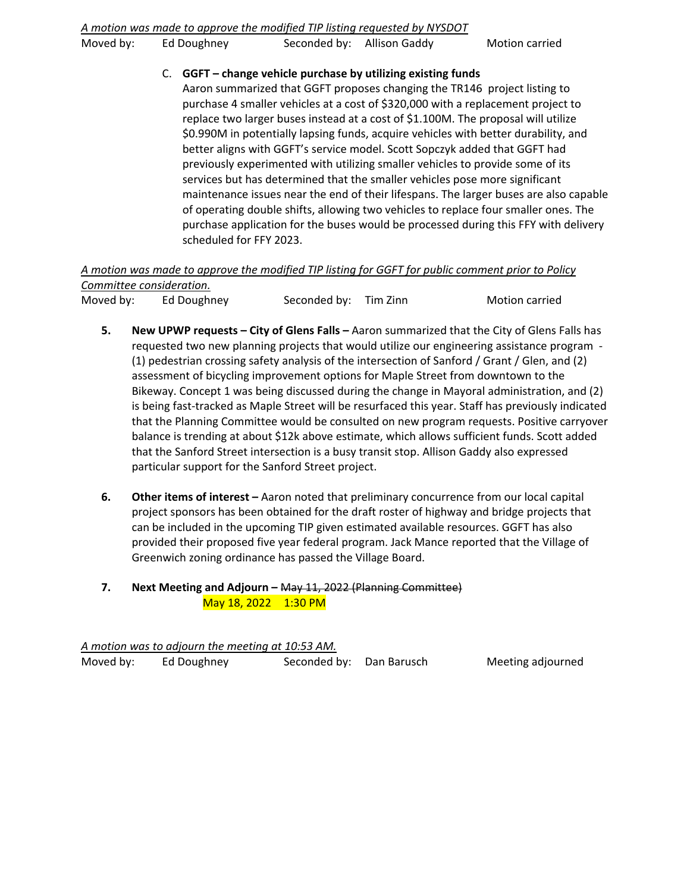*A motion was made to approve the modified TIP listing requested by NYSDOT*

Moved by: Ed Doughney Seconded by: Allison Gaddy Motion carried

C. **GGFT – change vehicle purchase by utilizing existing funds**
Aaron summarized that GGFT proposes changing the TR146 project listing to purchase 4 smaller vehicles at a cost of $320,000 with a replacement project to replace two larger buses instead at a cost of $1.100M. The proposal will utilize $0.990M in potentially lapsing funds, acquire vehicles with better durability, and better aligns with GGFT's service model. Scott Sopczyk added that GGFT had previously experimented with utilizing smaller vehicles to provide some of its services but has determined that the smaller vehicles pose more significant maintenance issues near the end of their lifespans. The larger buses are also capable of operating double shifts, allowing two vehicles to replace four smaller ones. The purchase application for the buses would be processed during this FFY with delivery scheduled for FFY 2023.

*A motion was made to approve the modified TIP listing for GGFT for public comment prior to Policy Committee consideration.*

Moved by: Ed Doughney Seconded by: Tim Zinn Motion carried

5. **New UPWP requests – City of Glens Falls –** Aaron summarized that the City of Glens Falls has requested two new planning projects that would utilize our engineering assistance program - (1) pedestrian crossing safety analysis of the intersection of Sanford / Grant / Glen, and (2) assessment of bicycling improvement options for Maple Street from downtown to the Bikeway. Concept 1 was being discussed during the change in Mayoral administration, and (2) is being fast-tracked as Maple Street will be resurfaced this year. Staff has previously indicated that the Planning Committee would be consulted on new program requests. Positive carryover balance is trending at about $12k above estimate, which allows sufficient funds. Scott added that the Sanford Street intersection is a busy transit stop. Allison Gaddy also expressed particular support for the Sanford Street project.

6. **Other items of interest –** Aaron noted that preliminary concurrence from our local capital project sponsors has been obtained for the draft roster of highway and bridge projects that can be included in the upcoming TIP given estimated available resources. GGFT has also provided their proposed five year federal program. Jack Mance reported that the Village of Greenwich zoning ordinance has passed the Village Board.

7. **Next Meeting and Adjourn –** ~~May 11, 2022 (Planning Committee)~~
May 18, 2022 1:30 PM

*A motion was to adjourn the meeting at 10:53 AM.*

Moved by: Ed Doughney Seconded by: Dan Barusch Meeting adjourned